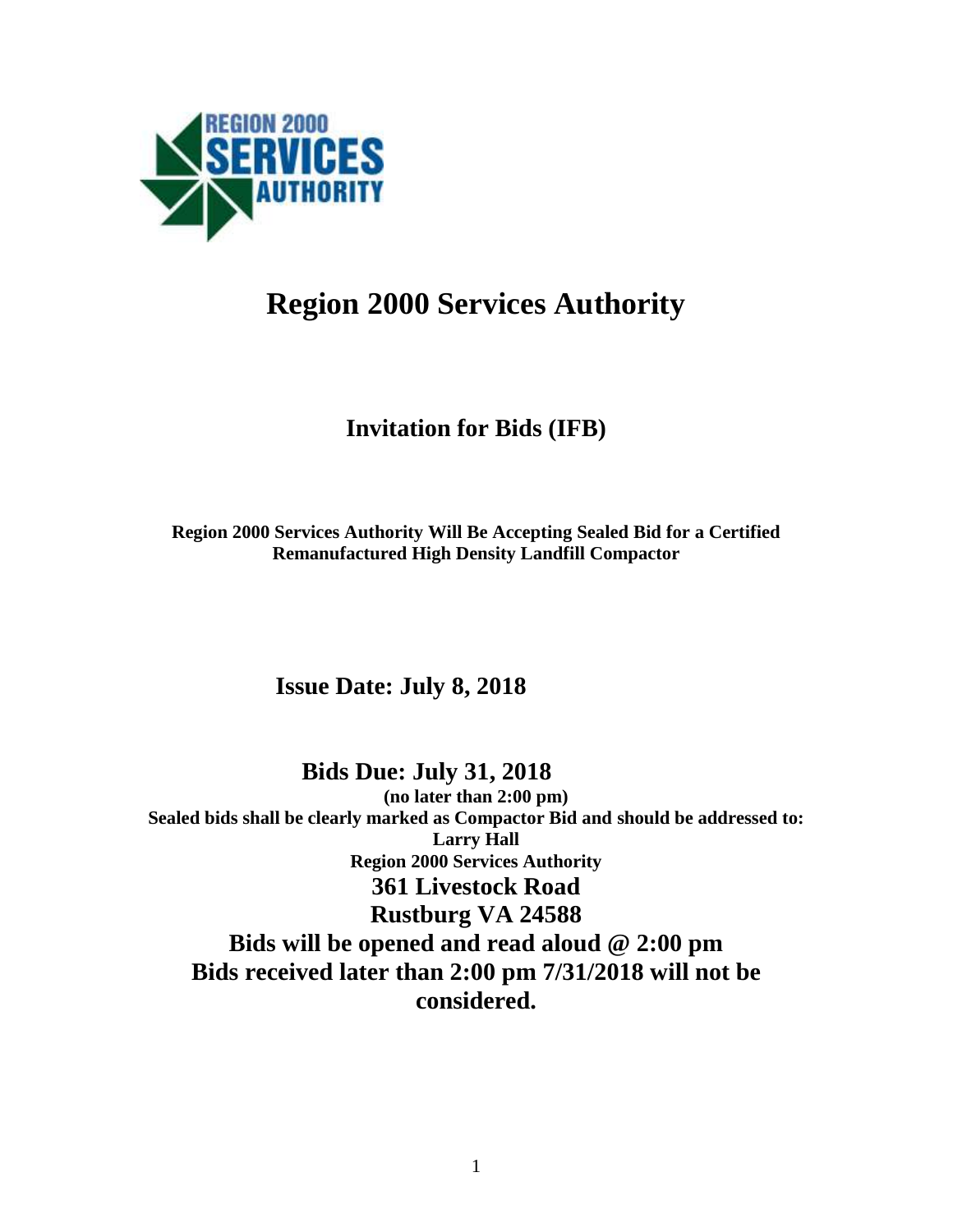# Region 2000 Services Authority

## Invitation for Bids (IFB)

**Region 2000 Services Authority Will Be Accepting Sealed Bid for a Certified Remanufactured High Density Landfill Compactor**

**Issue Date: July 8, 2018**

**Bids Due: July 31, 2018**

**(no later than 2:00 pm)**

**Sealed bids shall be clearly marked as Compactor Bid and should be addressed to:**

**Larry Hall**

**Region 2000 Services Authority**

**361 Livestock Road**

**Rustburg VA 24588**

**Bids will be opened and read aloud @ 2:00 pm**

**Bids received later than 2:00 pm 7/31/2018 will not be considered.**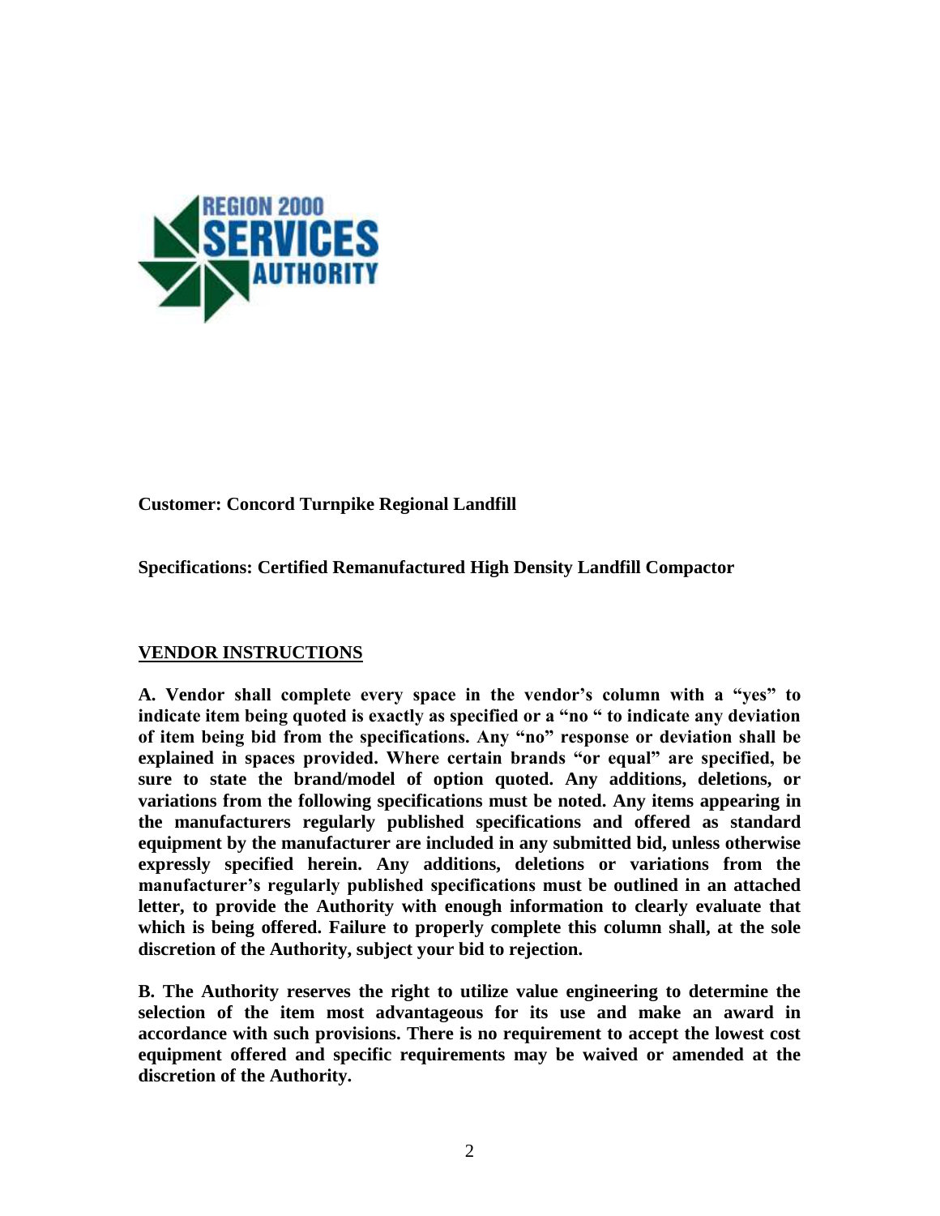**Customer: Concord Turnpike Regional Landfill**

**Specifications: Certified Remanufactured High Density Landfill Compactor**

## VENDOR INSTRUCTIONS

**A. Vendor shall complete every space in the vendor's column with a "yes" to indicate item being quoted is exactly as specified or a "no " to indicate any deviation of item being bid from the specifications. Any "no" response or deviation shall be explained in spaces provided. Where certain brands "or equal" are specified, be sure to state the brand/model of option quoted. Any additions, deletions, or variations from the following specifications must be noted. Any items appearing in the manufacturers regularly published specifications and offered as standard equipment by the manufacturer are included in any submitted bid, unless otherwise expressly specified herein. Any additions, deletions or variations from the manufacturer's regularly published specifications must be outlined in an attached letter, to provide the Authority with enough information to clearly evaluate that which is being offered. Failure to properly complete this column shall, at the sole discretion of the Authority, subject your bid to rejection.**

**B. The Authority reserves the right to utilize value engineering to determine the selection of the item most advantageous for its use and make an award in accordance with such provisions. There is no requirement to accept the lowest cost equipment offered and specific requirements may be waived or amended at the discretion of the Authority.**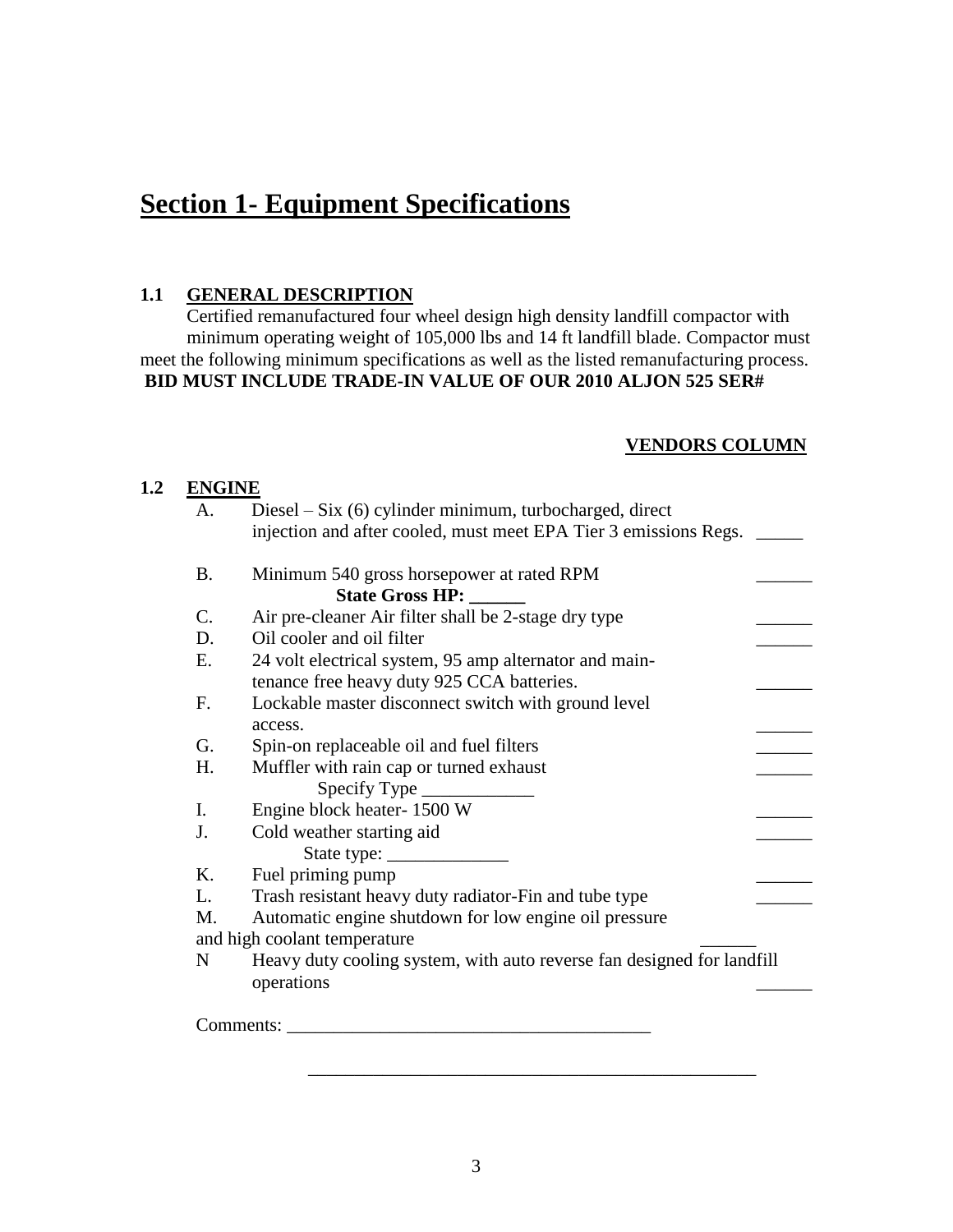# Section 1- Equipment Specifications

## 1.1 GENERAL DESCRIPTION

Certified remanufactured four wheel design high density landfill compactor with minimum operating weight of 105,000 lbs and 14 ft landfill blade. Compactor must meet the following minimum specifications as well as the listed remanufacturing process.

**BID MUST INCLUDE TRADE-IN VALUE OF OUR 2010 ALJON 525 SER#**

**VENDORS COLUMN**

## 1.2 ENGINE

A. Diesel – Six (6) cylinder minimum, turbocharged, direct injection and after cooled, must meet EPA Tier 3 emissions Regs. _____

B. Minimum 540 gross horsepower at rated RPM ______
**State Gross HP: ______**

C. Air pre-cleaner Air filter shall be 2-stage dry type ______

D. Oil cooler and oil filter ______

E. 24 volt electrical system, 95 amp alternator and maintenance free heavy duty 925 CCA batteries. ______

F. Lockable master disconnect switch with ground level access. ______

G. Spin-on replaceable oil and fuel filters ______

H. Muffler with rain cap or turned exhaust ______
Specify Type ____________

I. Engine block heater- 1500 W ______

J. Cold weather starting aid ______
State type: _____________

K. Fuel priming pump ______

L. Trash resistant heavy duty radiator-Fin and tube type ______

M. Automatic engine shutdown for low engine oil pressure and high coolant temperature ______

N Heavy duty cooling system, with auto reverse fan designed for landfill operations ______

Comments: _______________________________________

_________________________________________________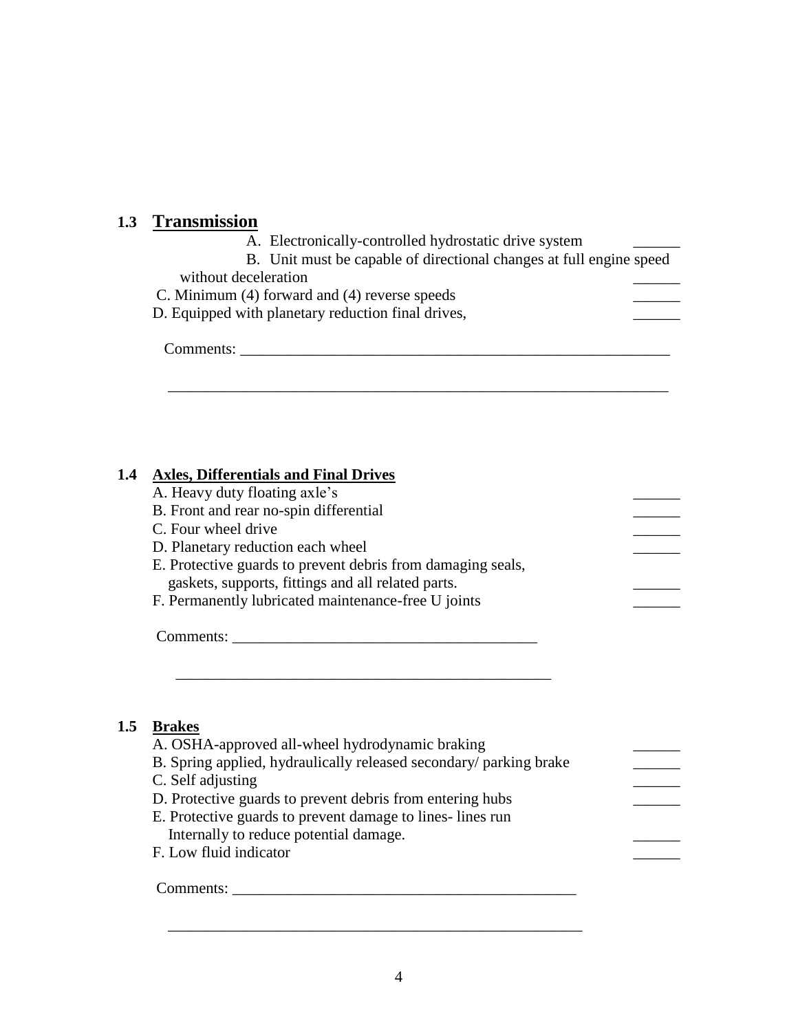## 1.3 Transmission

A. Electronically-controlled hydrostatic drive system ______
B. Unit must be capable of directional changes at full engine speed without deceleration ______
C. Minimum (4) forward and (4) reverse speeds ______
D. Equipped with planetary reduction final drives, ______

Comments: ________________________________________________________

________________________________________________________________

## 1.4 Axles, Differentials and Final Drives

A. Heavy duty floating axle's ______
B. Front and rear no-spin differential ______
C. Four wheel drive ______
D. Planetary reduction each wheel ______
E. Protective guards to prevent debris from damaging seals, gaskets, supports, fittings and all related parts. ______
F. Permanently lubricated maintenance-free U joints ______

Comments: ________________________________________

________________________________________________

## 1.5 Brakes

A. OSHA-approved all-wheel hydrodynamic braking ______
B. Spring applied, hydraulically released secondary/ parking brake ______
C. Self adjusting ______
D. Protective guards to prevent debris from entering hubs ______
E. Protective guards to prevent damage to lines- lines run Internally to reduce potential damage. ______
F. Low fluid indicator ______

Comments: ____________________________________________

____________________________________________________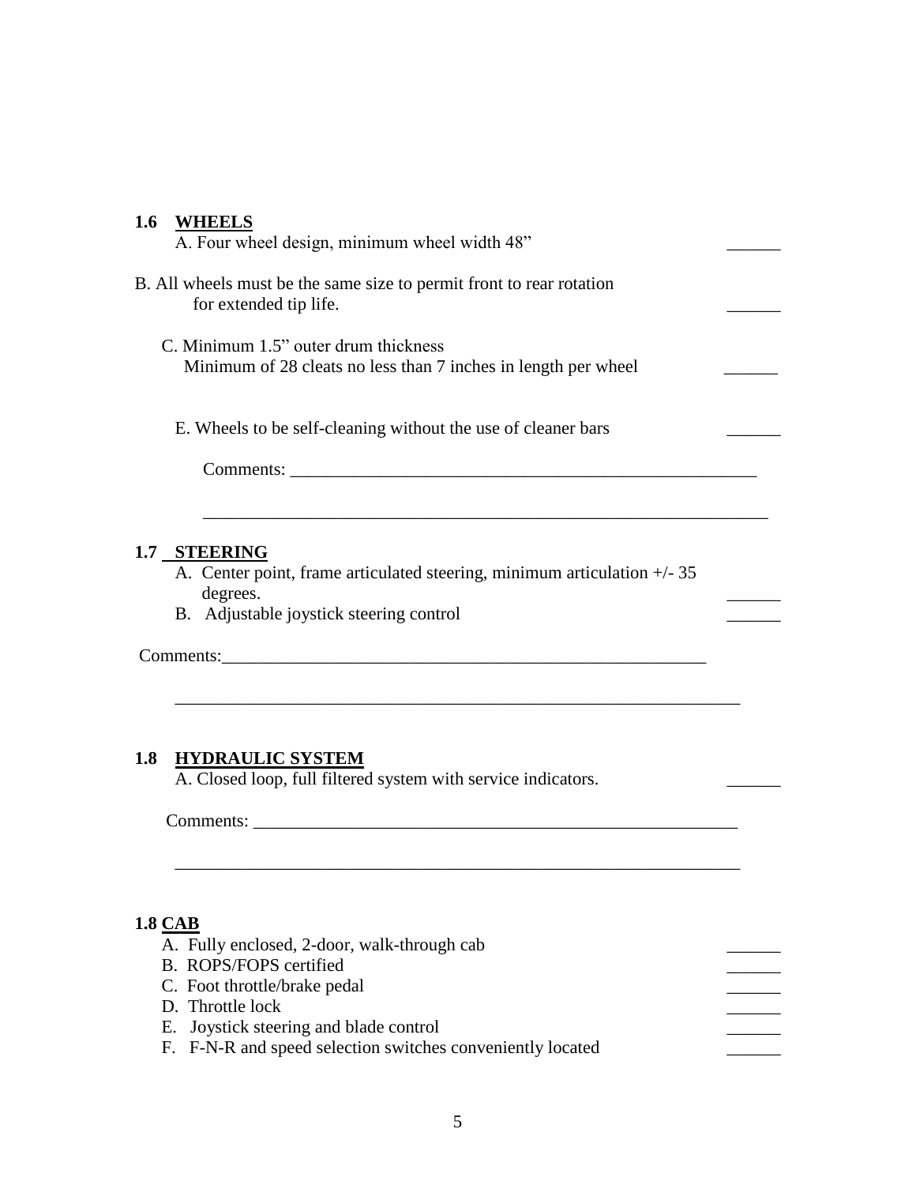## 1.6 WHEELS

A. Four wheel design, minimum wheel width 48" ______

B. All wheels must be the same size to permit front to rear rotation for extended tip life. ______

C. Minimum 1.5" outer drum thickness
Minimum of 28 cleats no less than 7 inches in length per wheel ______

E. Wheels to be self-cleaning without the use of cleaner bars ______

Comments: ________________________________________________________

________________________________________________________________

## 1.7 STEERING

A. Center point, frame articulated steering, minimum articulation +/- 35 degrees. ______

B. Adjustable joystick steering control ______

Comments: ________________________________________________________

________________________________________________________________

## 1.8 HYDRAULIC SYSTEM

A. Closed loop, full filtered system with service indicators. ______

Comments: ________________________________________________________

________________________________________________________________

## 1.8 CAB

A. Fully enclosed, 2-door, walk-through cab ______
B. ROPS/FOPS certified ______
C. Foot throttle/brake pedal ______
D. Throttle lock ______
E. Joystick steering and blade control ______
F. F-N-R and speed selection switches conveniently located ______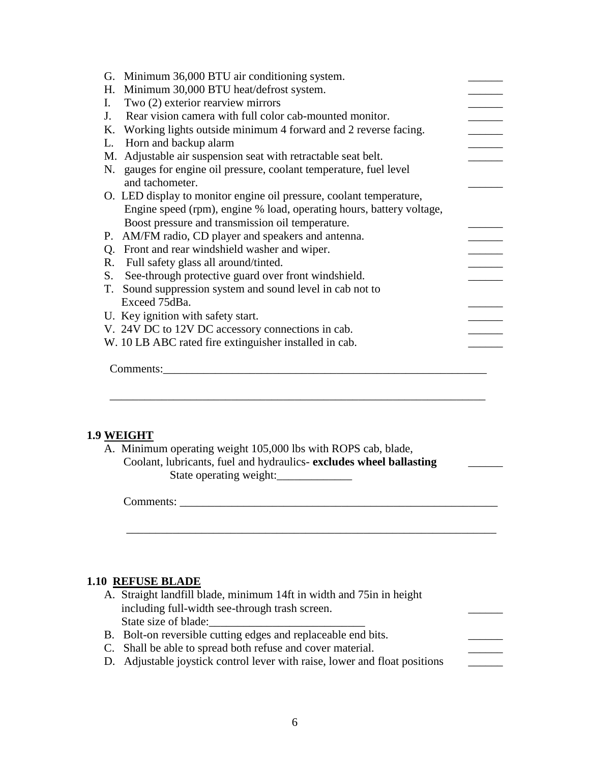G. Minimum 36,000 BTU air conditioning system. ______
H. Minimum 30,000 BTU heat/defrost system. ______
I. Two (2) exterior rearview mirrors ______
J. Rear vision camera with full color cab-mounted monitor. ______
K. Working lights outside minimum 4 forward and 2 reverse facing. ______
L. Horn and backup alarm ______
M. Adjustable air suspension seat with retractable seat belt. ______
N. gauges for engine oil pressure, coolant temperature, fuel level and tachometer. ______
O. LED display to monitor engine oil pressure, coolant temperature, Engine speed (rpm), engine % load, operating hours, battery voltage, Boost pressure and transmission oil temperature. ______
P. AM/FM radio, CD player and speakers and antenna. ______
Q. Front and rear windshield washer and wiper. ______
R. Full safety glass all around/tinted. ______
S. See-through protective guard over front windshield. ______
T. Sound suppression system and sound level in cab not to Exceed 75dBa. ______
U. Key ignition with safety start. ______
V. 24V DC to 12V DC accessory connections in cab. ______
W. 10 LB ABC rated fire extinguisher installed in cab. ______

Comments:___________________________________________________________

_____________________________________________________________________

### 1.9 WEIGHT

A. Minimum operating weight 105,000 lbs with ROPS cab, blade, Coolant, lubricants, fuel and hydraulics- **excludes wheel ballasting** ______
State operating weight:_____________

Comments: ___________________________________________________________

_____________________________________________________________________

### 1.10 REFUSE BLADE

A. Straight landfill blade, minimum 14ft in width and 75in in height including full-width see-through trash screen. ______
State size of blade:___________________________
B. Bolt-on reversible cutting edges and replaceable end bits. ______
C. Shall be able to spread both refuse and cover material. ______
D. Adjustable joystick control lever with raise, lower and float positions ______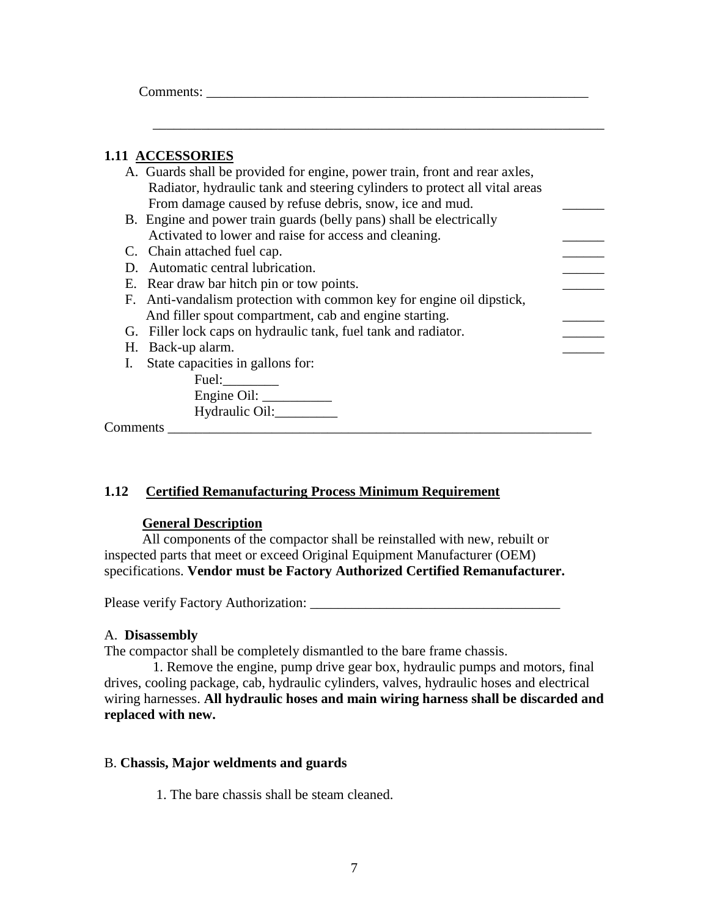Comments: ___________________________________________________________

_____________________________________________________________________

### 1.11 ACCESSORIES

A. Guards shall be provided for engine, power train, front and rear axles, Radiator, hydraulic tank and steering cylinders to protect all vital areas From damage caused by refuse debris, snow, ice and mud. ______

B. Engine and power train guards (belly pans) shall be electrically Activated to lower and raise for access and cleaning. ______

C. Chain attached fuel cap. ______

D. Automatic central lubrication. ______

E. Rear draw bar hitch pin or tow points. ______

F. Anti-vandalism protection with common key for engine oil dipstick, And filler spout compartment, cab and engine starting. ______

G. Filler lock caps on hydraulic tank, fuel tank and radiator. ______

H. Back-up alarm. ______

I. State capacities in gallons for:

Fuel:________

Engine Oil: __________

Hydraulic Oil:_________

Comments ___________________________________________________________________

### 1.12 Certified Remanufacturing Process Minimum Requirement

**General Description**

All components of the compactor shall be reinstalled with new, rebuilt or inspected parts that meet or exceed Original Equipment Manufacturer (OEM) specifications. **Vendor must be Factory Authorized Certified Remanufacturer.**

Please verify Factory Authorization: ____________________________________

A. **Disassembly**

The compactor shall be completely dismantled to the bare frame chassis.

1. Remove the engine, pump drive gear box, hydraulic pumps and motors, final drives, cooling package, cab, hydraulic cylinders, valves, hydraulic hoses and electrical wiring harnesses. **All hydraulic hoses and main wiring harness shall be discarded and replaced with new.**

B. **Chassis, Major weldments and guards**

1. The bare chassis shall be steam cleaned.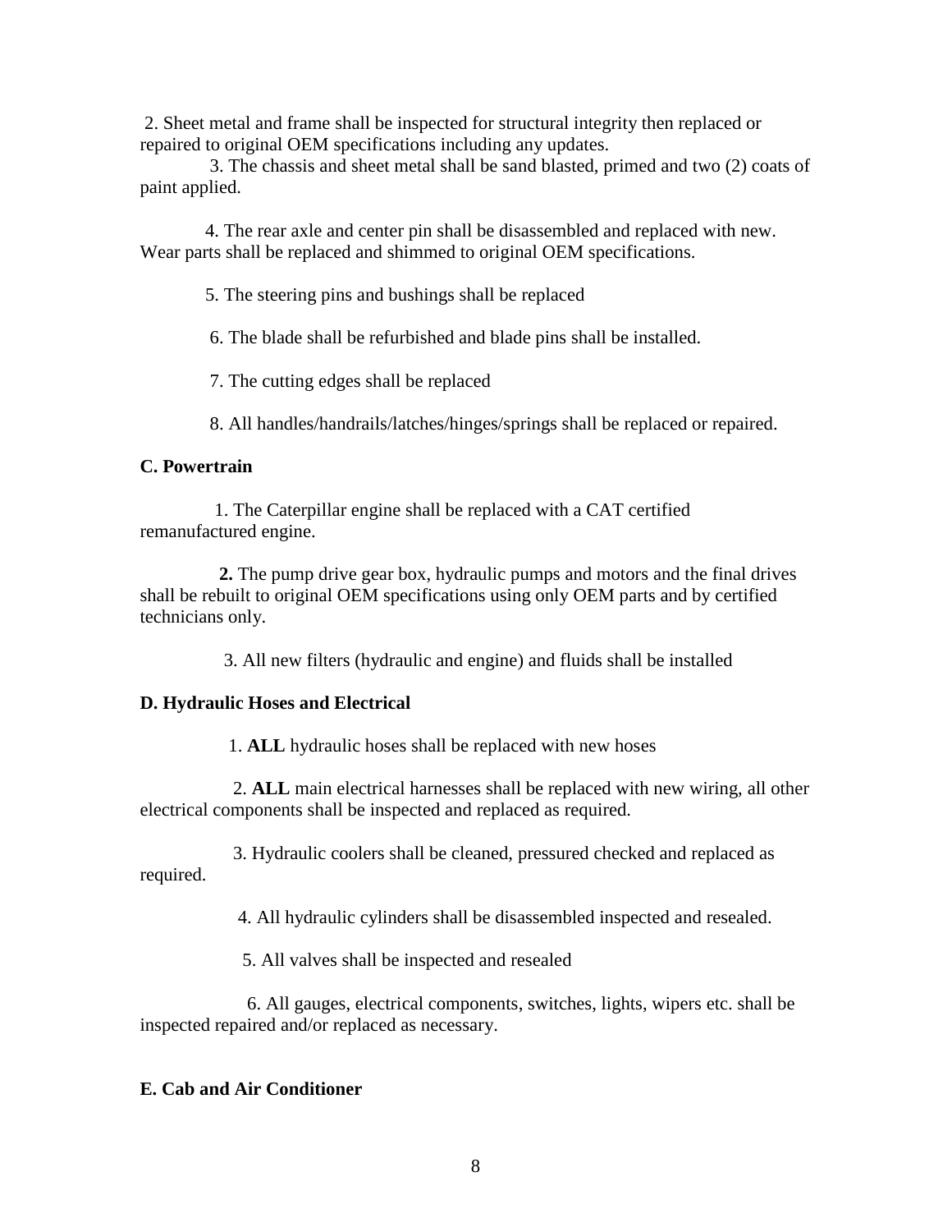2. Sheet metal and frame shall be inspected for structural integrity then replaced or repaired to original OEM specifications including any updates.

3. The chassis and sheet metal shall be sand blasted, primed and two (2) coats of paint applied.

4. The rear axle and center pin shall be disassembled and replaced with new. Wear parts shall be replaced and shimmed to original OEM specifications.

5. The steering pins and bushings shall be replaced

6. The blade shall be refurbished and blade pins shall be installed.

7. The cutting edges shall be replaced

8. All handles/handrails/latches/hinges/springs shall be replaced or repaired.

**C. Powertrain**

1. The Caterpillar engine shall be replaced with a CAT certified remanufactured engine.

**2.** The pump drive gear box, hydraulic pumps and motors and the final drives shall be rebuilt to original OEM specifications using only OEM parts and by certified technicians only.

3. All new filters (hydraulic and engine) and fluids shall be installed

**D. Hydraulic Hoses and Electrical**

1. **ALL** hydraulic hoses shall be replaced with new hoses

2. **ALL** main electrical harnesses shall be replaced with new wiring, all other electrical components shall be inspected and replaced as required.

3. Hydraulic coolers shall be cleaned, pressured checked and replaced as required.

4. All hydraulic cylinders shall be disassembled inspected and resealed.

5. All valves shall be inspected and resealed

6. All gauges, electrical components, switches, lights, wipers etc. shall be inspected repaired and/or replaced as necessary.

**E. Cab and Air Conditioner**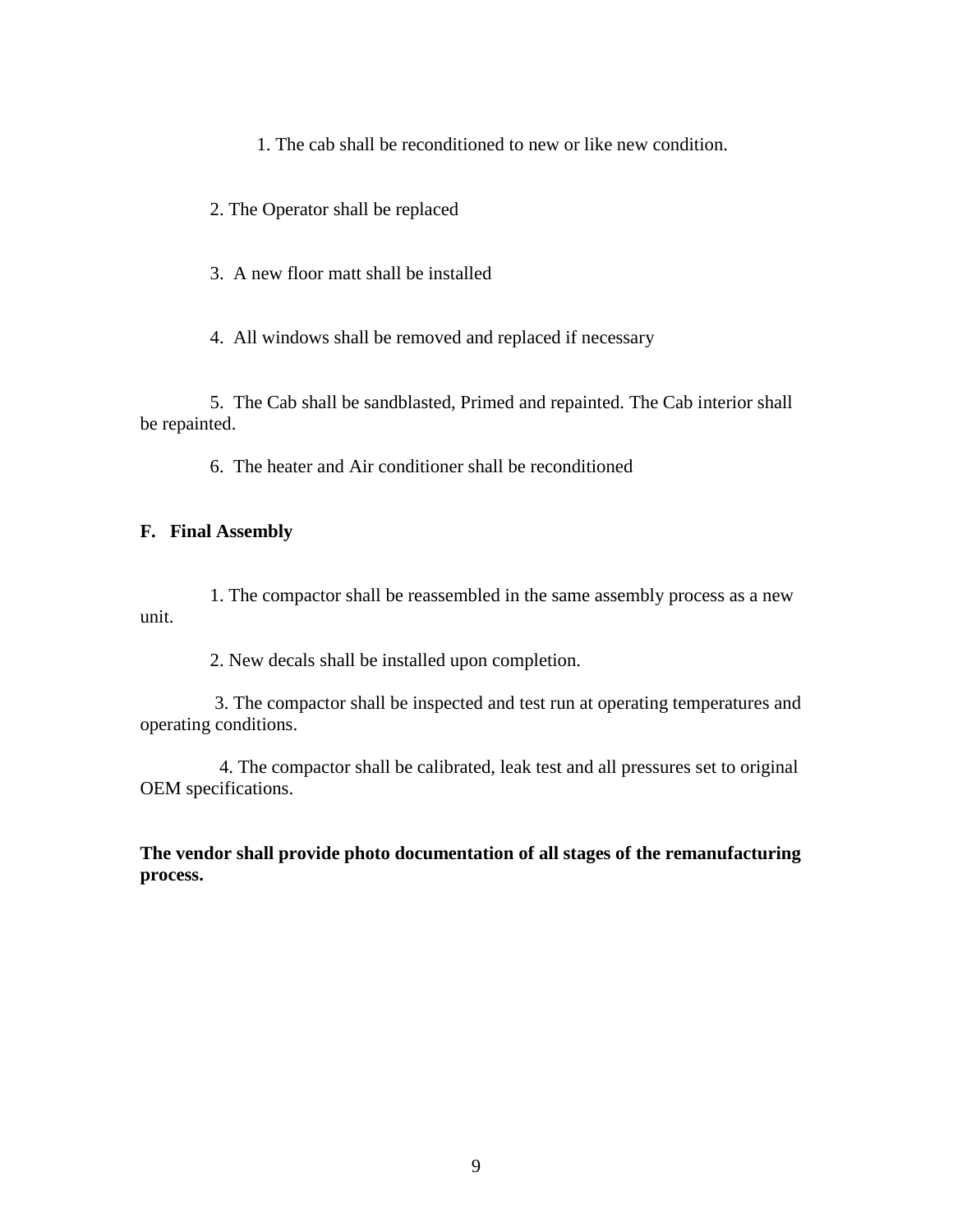1. The cab shall be reconditioned to new or like new condition.

2. The Operator shall be replaced

3. A new floor matt shall be installed

4. All windows shall be removed and replaced if necessary

5. The Cab shall be sandblasted, Primed and repainted. The Cab interior shall be repainted.

6. The heater and Air conditioner shall be reconditioned

**F. Final Assembly**

1. The compactor shall be reassembled in the same assembly process as a new unit.

2. New decals shall be installed upon completion.

3. The compactor shall be inspected and test run at operating temperatures and operating conditions.

4. The compactor shall be calibrated, leak test and all pressures set to original OEM specifications.

**The vendor shall provide photo documentation of all stages of the remanufacturing process.**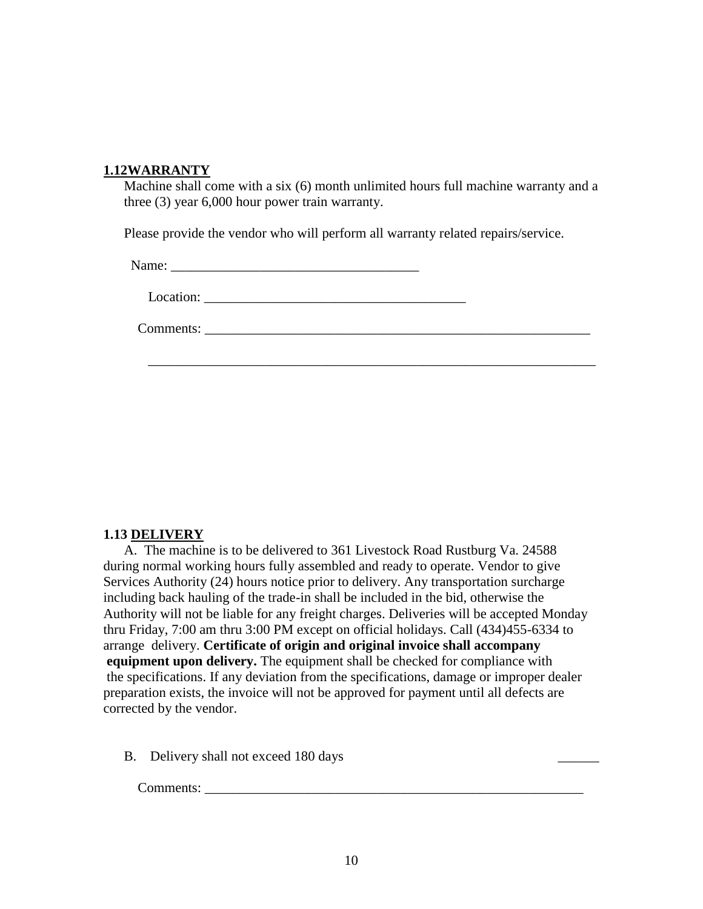### 1.12WARRANTY

Machine shall come with a six (6) month unlimited hours full machine warranty and a three (3) year 6,000 hour power train warranty.

Please provide the vendor who will perform all warranty related repairs/service.

Name: ___________________________________

Location: _____________________________________

Comments: ___________________________________________________________

_____________________________________________________________________

### 1.13 DELIVERY

A. The machine is to be delivered to 361 Livestock Road Rustburg Va. 24588 during normal working hours fully assembled and ready to operate. Vendor to give Services Authority (24) hours notice prior to delivery. Any transportation surcharge including back hauling of the trade-in shall be included in the bid, otherwise the Authority will not be liable for any freight charges. Deliveries will be accepted Monday thru Friday, 7:00 am thru 3:00 PM except on official holidays. Call (434)455-6334 to arrange delivery. **Certificate of origin and original invoice shall accompany equipment upon delivery.** The equipment shall be checked for compliance with the specifications. If any deviation from the specifications, damage or improper dealer preparation exists, the invoice will not be approved for payment until all defects are corrected by the vendor.

B. Delivery shall not exceed 180 days ______

Comments: __________________________________________________________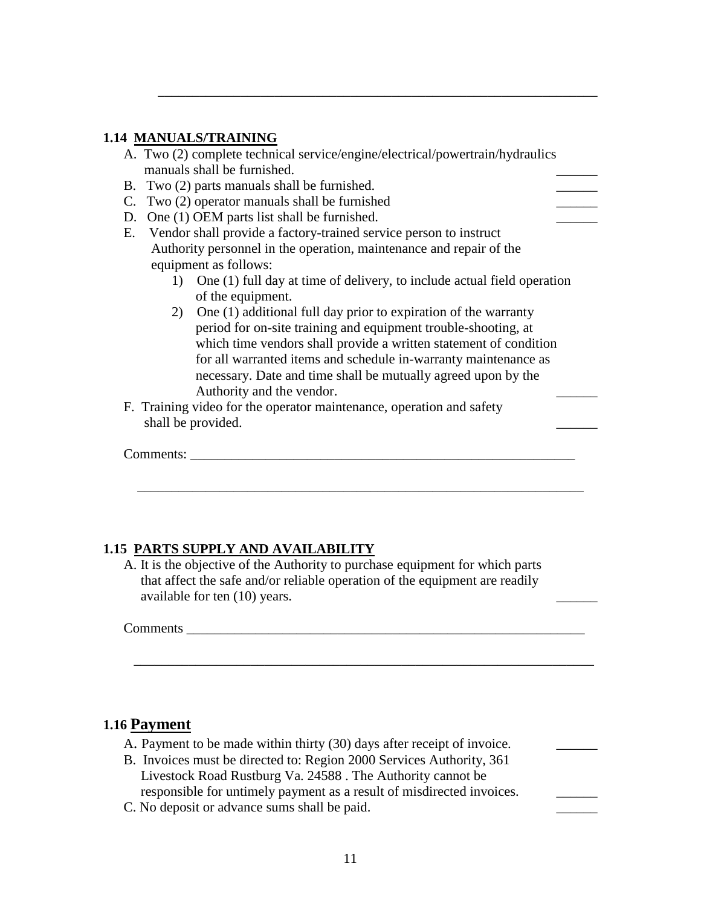______________________________________________________________

### 1.14 MANUALS/TRAINING

A. Two (2) complete technical service/engine/electrical/powertrain/hydraulics manuals shall be furnished. ______

B. Two (2) parts manuals shall be furnished. ______

C. Two (2) operator manuals shall be furnished ______

D. One (1) OEM parts list shall be furnished. ______

E. Vendor shall provide a factory-trained service person to instruct Authority personnel in the operation, maintenance and repair of the equipment as follows:

1) One (1) full day at time of delivery, to include actual field operation of the equipment.
2) One (1) additional full day prior to expiration of the warranty period for on-site training and equipment trouble-shooting, at which time vendors shall provide a written statement of condition for all warranted items and schedule in-warranty maintenance as necessary. Date and time shall be mutually agreed upon by the Authority and the vendor. ______

F. Training video for the operator maintenance, operation and safety shall be provided. ______

Comments: ___________________________________________________________

______________________________________________________________

### 1.15 PARTS SUPPLY AND AVAILABILITY

A. It is the objective of the Authority to purchase equipment for which parts that affect the safe and/or reliable operation of the equipment are readily available for ten (10) years. ______

Comments ___________________________________________________________

______________________________________________________________

### 1.16 Payment

A. Payment to be made within thirty (30) days after receipt of invoice. ______

B. Invoices must be directed to: Region 2000 Services Authority, 361 Livestock Road Rustburg Va. 24588 . The Authority cannot be responsible for untimely payment as a result of misdirected invoices. ______

C. No deposit or advance sums shall be paid. ______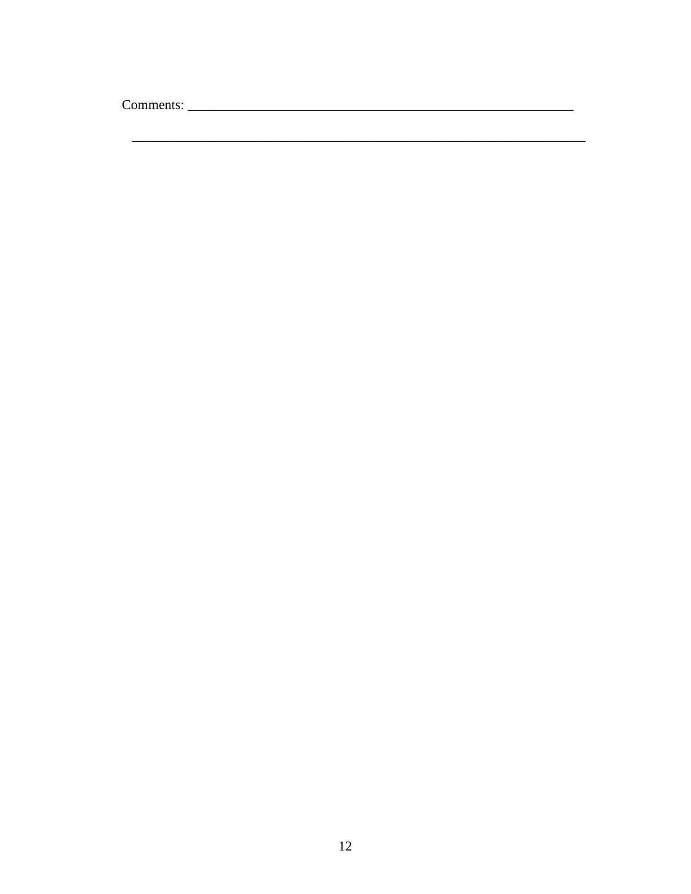Comments: ____________________________________________________________

______________________________________________________________________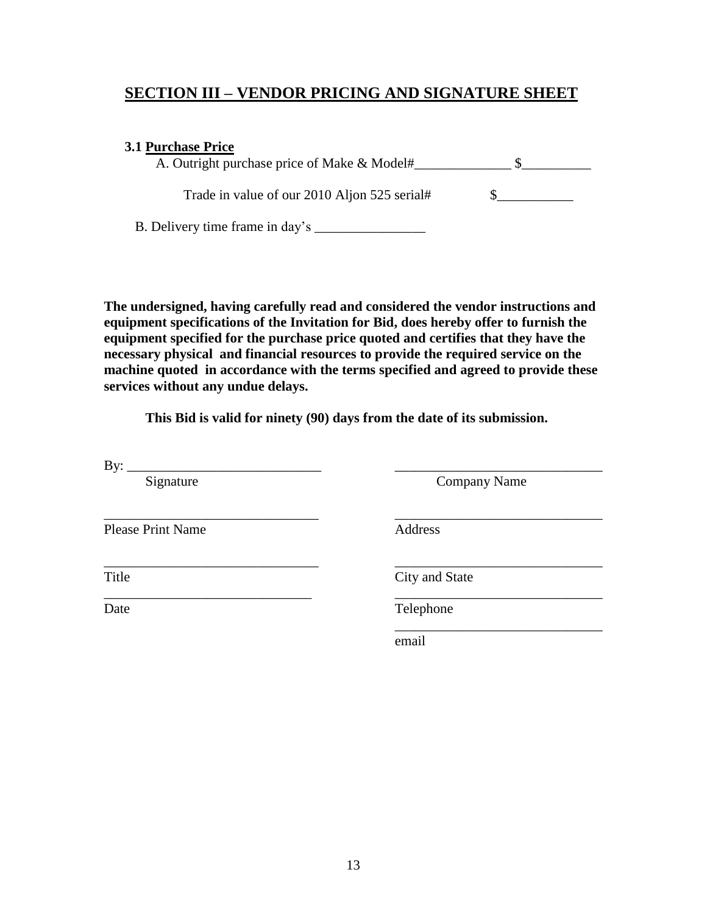## SECTION III – VENDOR PRICING AND SIGNATURE SHEET

**3.1 Purchase Price**

A. Outright purchase price of Make & Model#______________ $__________

Trade in value of our 2010 Aljon 525 serial# $___________

B. Delivery time frame in day's ________________

**The undersigned, having carefully read and considered the vendor instructions and equipment specifications of the Invitation for Bid, does hereby offer to furnish the equipment specified for the purchase price quoted and certifies that they have the necessary physical and financial resources to provide the required service on the machine quoted in accordance with the terms specified and agreed to provide these services without any undue delays.**

**This Bid is valid for ninety (90) days from the date of its submission.**

By: ____________________________
Signature

________________________________
Please Print Name

________________________________
Title

______________________________
Date

______________________________
Company Name

______________________________
Address

______________________________
City and State

______________________________
Telephone

______________________________
email